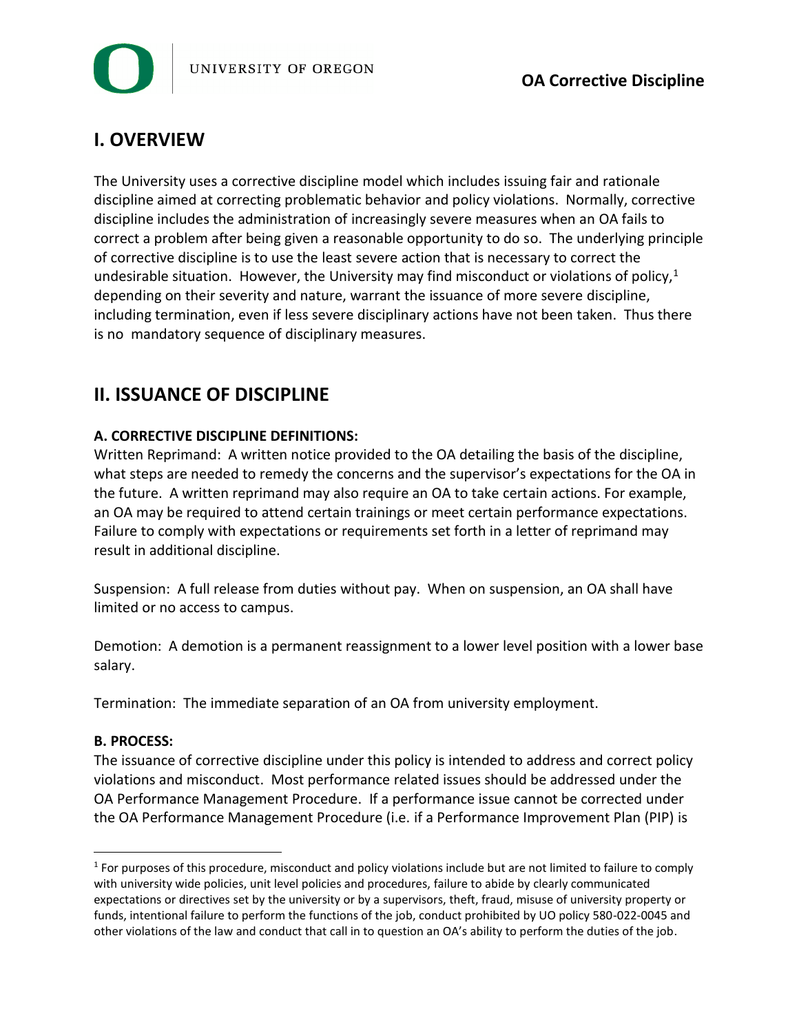UNIVERSITY OF OREGON

**OA Corrective Discipline**

## I. OVERVIEW

The University uses a corrective discipline model which includes issuing fair and rationale discipline aimed at correcting problematic behavior and policy violations. Normally, corrective discipline includes the administration of increasingly severe measures when an OA fails to correct a problem after being given a reasonable opportunity to do so. The underlying principle of corrective discipline is to use the least severe action that is necessary to correct the undesirable situation. However, the University may find misconduct or violations of policy,[1] depending on their severity and nature, warrant the issuance of more severe discipline, including termination, even if less severe disciplinary actions have not been taken. Thus there is no mandatory sequence of disciplinary measures.

## II. ISSUANCE OF DISCIPLINE

### A. CORRECTIVE DISCIPLINE DEFINITIONS:

Written Reprimand: A written notice provided to the OA detailing the basis of the discipline, what steps are needed to remedy the concerns and the supervisor's expectations for the OA in the future. A written reprimand may also require an OA to take certain actions. For example, an OA may be required to attend certain trainings or meet certain performance expectations. Failure to comply with expectations or requirements set forth in a letter of reprimand may result in additional discipline.

Suspension: A full release from duties without pay. When on suspension, an OA shall have limited or no access to campus.

Demotion: A demotion is a permanent reassignment to a lower level position with a lower base salary.

Termination: The immediate separation of an OA from university employment.

### B. PROCESS:

The issuance of corrective discipline under this policy is intended to address and correct policy violations and misconduct. Most performance related issues should be addressed under the OA Performance Management Procedure. If a performance issue cannot be corrected under the OA Performance Management Procedure (i.e. if a Performance Improvement Plan (PIP) is

---

[1] For purposes of this procedure, misconduct and policy violations include but are not limited to failure to comply with university wide policies, unit level policies and procedures, failure to abide by clearly communicated expectations or directives set by the university or by a supervisors, theft, fraud, misuse of university property or funds, intentional failure to perform the functions of the job, conduct prohibited by UO policy 580-022-0045 and other violations of the law and conduct that call in to question an OA's ability to perform the duties of the job.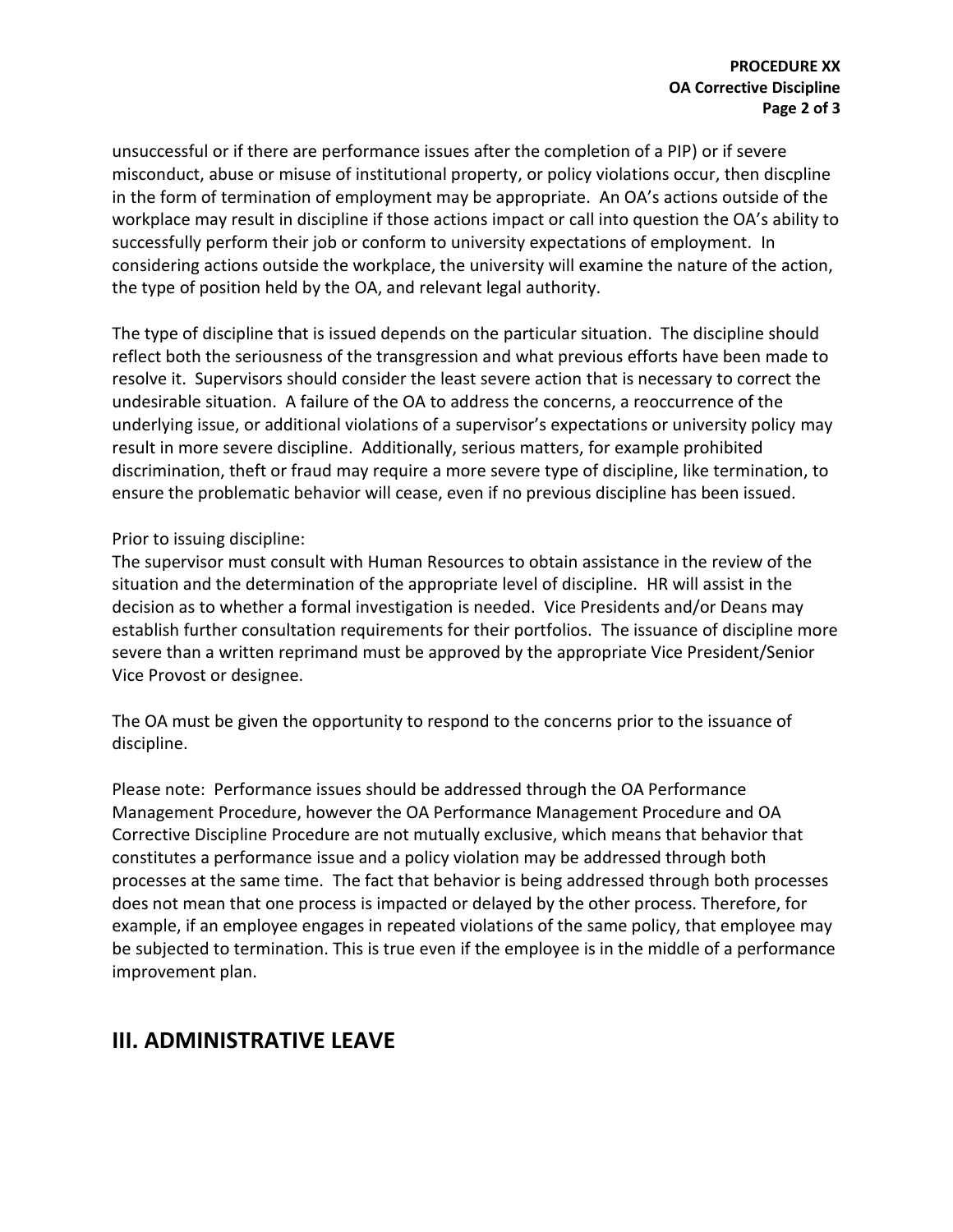unsuccessful or if there are performance issues after the completion of a PIP) or if severe misconduct, abuse or misuse of institutional property, or policy violations occur, then discpline in the form of termination of employment may be appropriate. An OA's actions outside of the workplace may result in discipline if those actions impact or call into question the OA's ability to successfully perform their job or conform to university expectations of employment. In considering actions outside the workplace, the university will examine the nature of the action, the type of position held by the OA, and relevant legal authority.

The type of discipline that is issued depends on the particular situation. The discipline should reflect both the seriousness of the transgression and what previous efforts have been made to resolve it. Supervisors should consider the least severe action that is necessary to correct the undesirable situation. A failure of the OA to address the concerns, a reoccurrence of the underlying issue, or additional violations of a supervisor's expectations or university policy may result in more severe discipline. Additionally, serious matters, for example prohibited discrimination, theft or fraud may require a more severe type of discipline, like termination, to ensure the problematic behavior will cease, even if no previous discipline has been issued.

Prior to issuing discipline:
The supervisor must consult with Human Resources to obtain assistance in the review of the situation and the determination of the appropriate level of discipline. HR will assist in the decision as to whether a formal investigation is needed. Vice Presidents and/or Deans may establish further consultation requirements for their portfolios. The issuance of discipline more severe than a written reprimand must be approved by the appropriate Vice President/Senior Vice Provost or designee.

The OA must be given the opportunity to respond to the concerns prior to the issuance of discipline.

Please note: Performance issues should be addressed through the OA Performance Management Procedure, however the OA Performance Management Procedure and OA Corrective Discipline Procedure are not mutually exclusive, which means that behavior that constitutes a performance issue and a policy violation may be addressed through both processes at the same time. The fact that behavior is being addressed through both processes does not mean that one process is impacted or delayed by the other process. Therefore, for example, if an employee engages in repeated violations of the same policy, that employee may be subjected to termination. This is true even if the employee is in the middle of a performance improvement plan.

## III. ADMINISTRATIVE LEAVE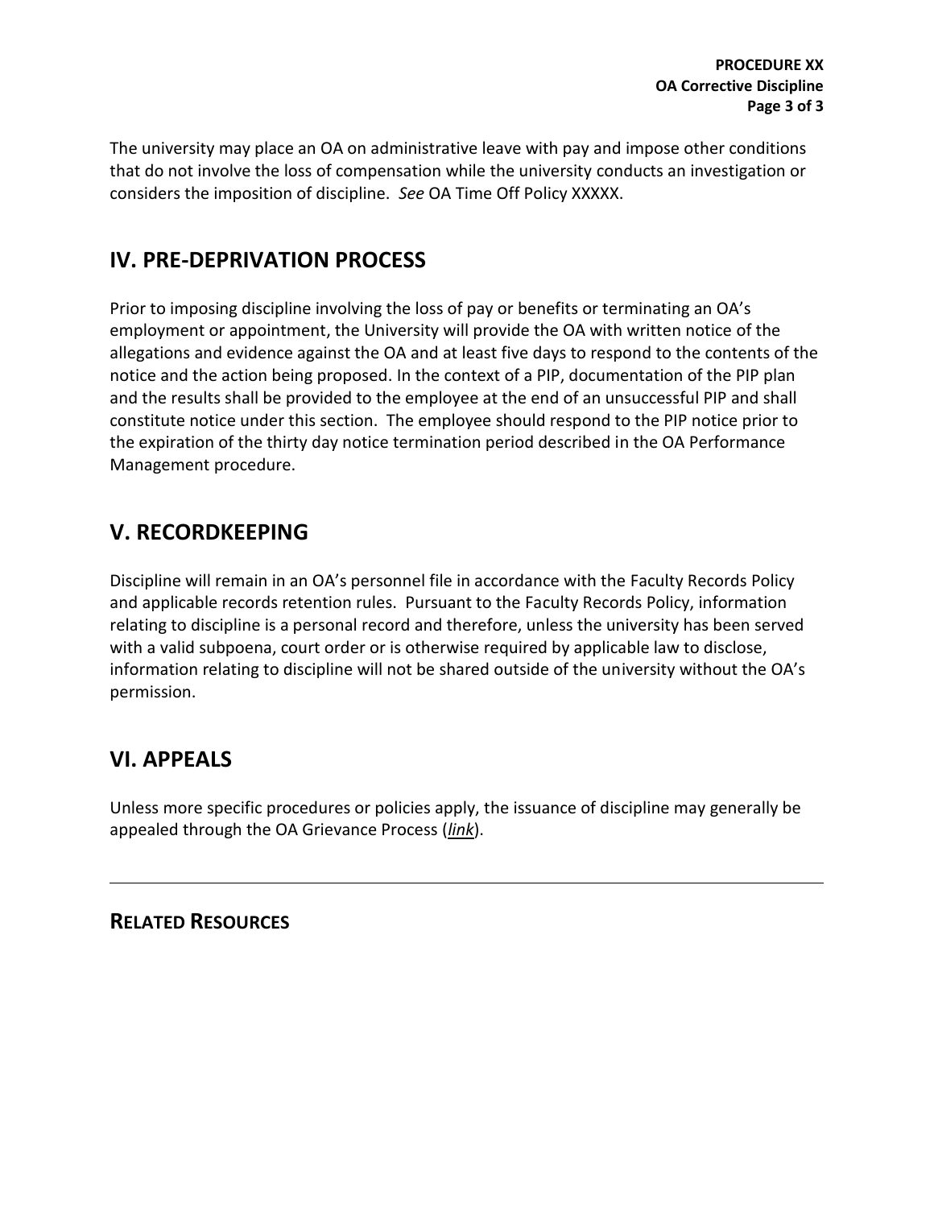The university may place an OA on administrative leave with pay and impose other conditions that do not involve the loss of compensation while the university conducts an investigation or considers the imposition of discipline. *See* OA Time Off Policy XXXXX.

## IV. PRE-DEPRIVATION PROCESS

Prior to imposing discipline involving the loss of pay or benefits or terminating an OA's employment or appointment, the University will provide the OA with written notice of the allegations and evidence against the OA and at least five days to respond to the contents of the notice and the action being proposed. In the context of a PIP, documentation of the PIP plan and the results shall be provided to the employee at the end of an unsuccessful PIP and shall constitute notice under this section. The employee should respond to the PIP notice prior to the expiration of the thirty day notice termination period described in the OA Performance Management procedure.

## V. RECORDKEEPING

Discipline will remain in an OA's personnel file in accordance with the Faculty Records Policy and applicable records retention rules. Pursuant to the Faculty Records Policy, information relating to discipline is a personal record and therefore, unless the university has been served with a valid subpoena, court order or is otherwise required by applicable law to disclose, information relating to discipline will not be shared outside of the university without the OA's permission.

## VI. APPEALS

Unless more specific procedures or policies apply, the issuance of discipline may generally be appealed through the OA Grievance Process (*link*).

---

## RELATED RESOURCES